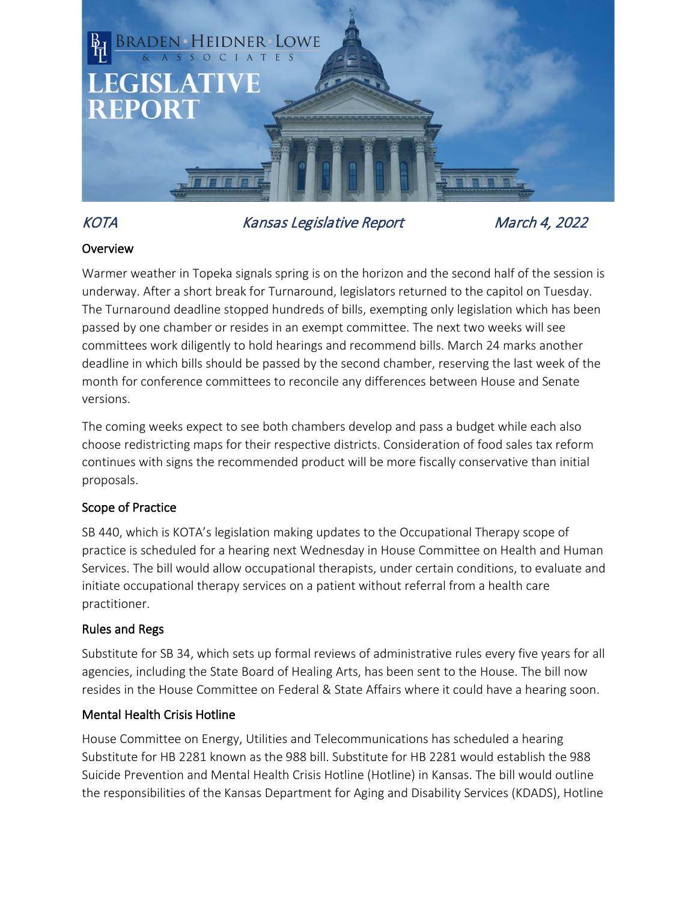BRADEN HEIDNER LOWE & ASSOCIATES

# LEGISLATIVE REPORT

*KOTA* *Kansas Legislative Report* *March 4, 2022*

## Overview

Warmer weather in Topeka signals spring is on the horizon and the second half of the session is underway. After a short break for Turnaround, legislators returned to the capitol on Tuesday. The Turnaround deadline stopped hundreds of bills, exempting only legislation which has been passed by one chamber or resides in an exempt committee. The next two weeks will see committees work diligently to hold hearings and recommend bills. March 24 marks another deadline in which bills should be passed by the second chamber, reserving the last week of the month for conference committees to reconcile any differences between House and Senate versions.

The coming weeks expect to see both chambers develop and pass a budget while each also choose redistricting maps for their respective districts. Consideration of food sales tax reform continues with signs the recommended product will be more fiscally conservative than initial proposals.

## Scope of Practice

SB 440, which is KOTA's legislation making updates to the Occupational Therapy scope of practice is scheduled for a hearing next Wednesday in House Committee on Health and Human Services. The bill would allow occupational therapists, under certain conditions, to evaluate and initiate occupational therapy services on a patient without referral from a health care practitioner.

## Rules and Regs

Substitute for SB 34, which sets up formal reviews of administrative rules every five years for all agencies, including the State Board of Healing Arts, has been sent to the House. The bill now resides in the House Committee on Federal & State Affairs where it could have a hearing soon.

## Mental Health Crisis Hotline

House Committee on Energy, Utilities and Telecommunications has scheduled a hearing Substitute for HB 2281 known as the 988 bill. Substitute for HB 2281 would establish the 988 Suicide Prevention and Mental Health Crisis Hotline (Hotline) in Kansas. The bill would outline the responsibilities of the Kansas Department for Aging and Disability Services (KDADS), Hotline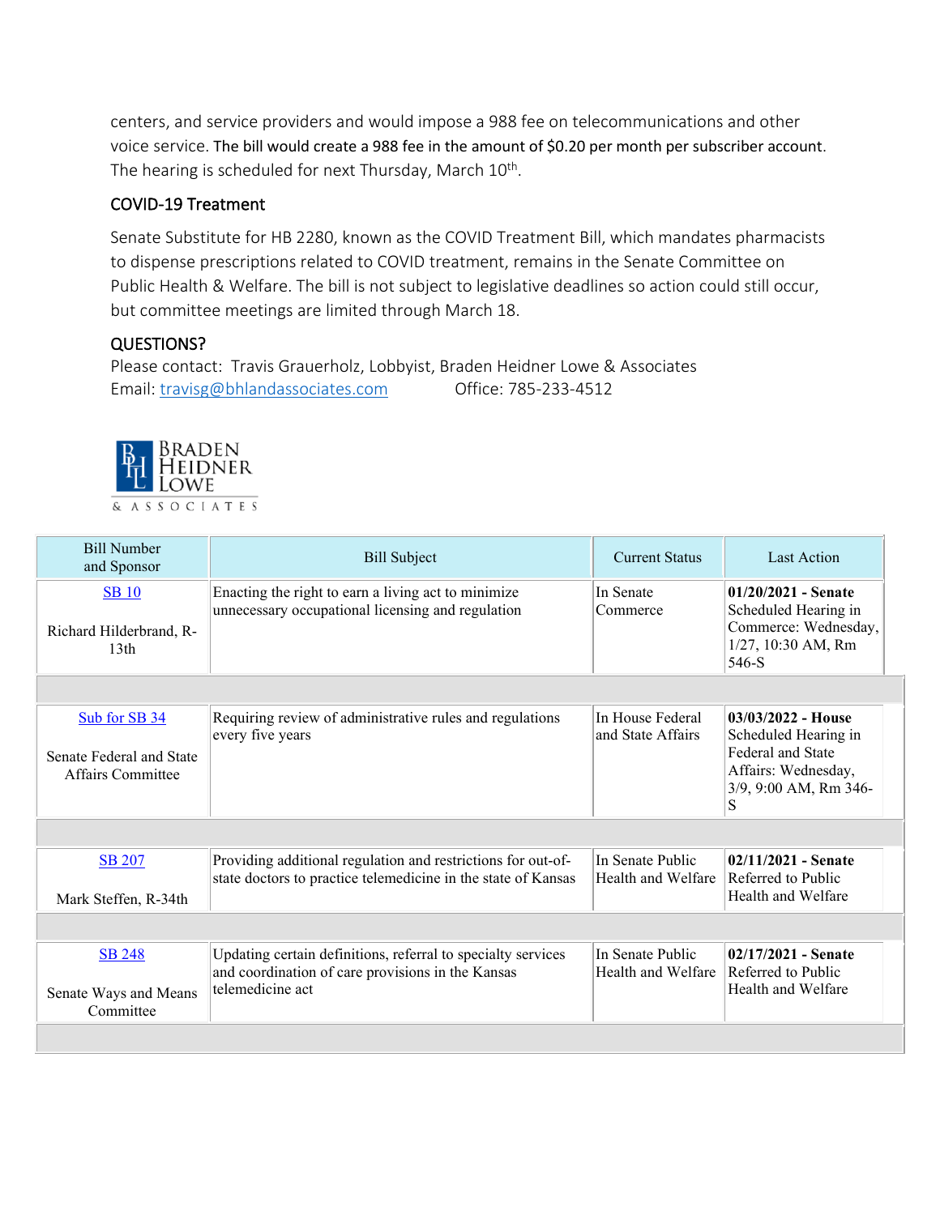centers, and service providers and would impose a 988 fee on telecommunications and other voice service. The bill would create a 988 fee in the amount of $0.20 per month per subscriber account. The hearing is scheduled for next Thursday, March 10th.

### COVID-19 Treatment

Senate Substitute for HB 2280, known as the COVID Treatment Bill, which mandates pharmacists to dispense prescriptions related to COVID treatment, remains in the Senate Committee on Public Health & Welfare. The bill is not subject to legislative deadlines so action could still occur, but committee meetings are limited through March 18.

### QUESTIONS?

Please contact: Travis Grauerholz, Lobbyist, Braden Heidner Lowe & Associates
Email: travisg@bhlandassociates.com Office: 785-233-4512

BRADEN HEIDNER LOWE & ASSOCIATES

| Bill Number and Sponsor | Bill Subject | Current Status | Last Action |
|---|---|---|---|
| SB 10<br><br>Richard Hilderbrand, R-13th | Enacting the right to earn a living act to minimize unnecessary occupational licensing and regulation | In Senate Commerce | **01/20/2021 - Senate** Scheduled Hearing in Commerce: Wednesday, 1/27, 10:30 AM, Rm 546-S |
| Sub for SB 34<br><br>Senate Federal and State Affairs Committee | Requiring review of administrative rules and regulations every five years | In House Federal and State Affairs | **03/03/2022 - House** Scheduled Hearing in Federal and State Affairs: Wednesday, 3/9, 9:00 AM, Rm 346-S |
| SB 207<br><br>Mark Steffen, R-34th | Providing additional regulation and restrictions for out-of-state doctors to practice telemedicine in the state of Kansas | In Senate Public Health and Welfare | **02/11/2021 - Senate** Referred to Public Health and Welfare |
| SB 248<br><br>Senate Ways and Means Committee | Updating certain definitions, referral to specialty services and coordination of care provisions in the Kansas telemedicine act | In Senate Public Health and Welfare | **02/17/2021 - Senate** Referred to Public Health and Welfare |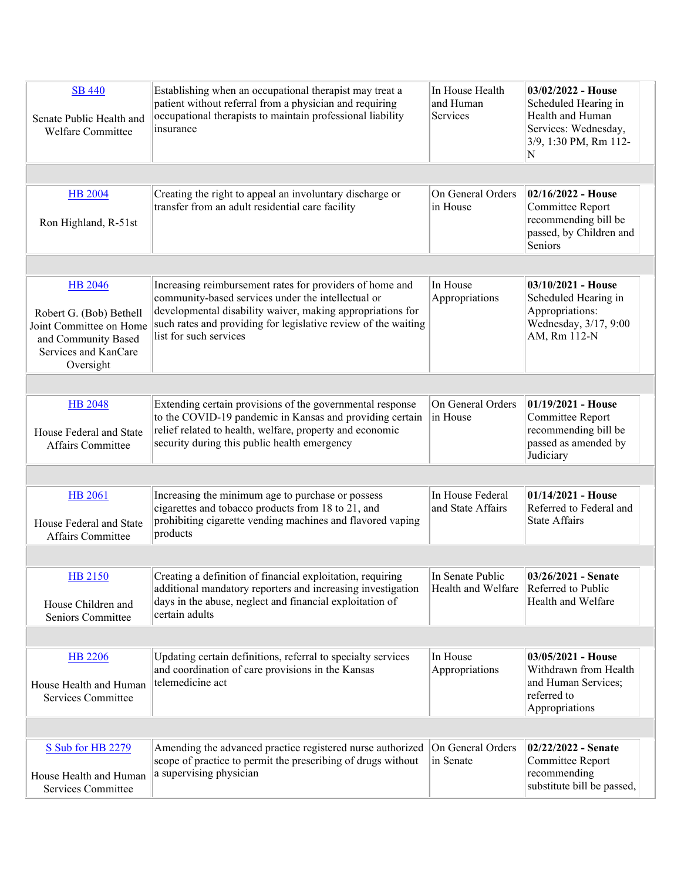| | | | |
|---|---|---|---|
| SB 440<br><br>Senate Public Health and Welfare Committee | Establishing when an occupational therapist may treat a patient without referral from a physician and requiring occupational therapists to maintain professional liability insurance | In House Health and Human Services | **03/02/2022 - House** Scheduled Hearing in Health and Human Services: Wednesday, 3/9, 1:30 PM, Rm 112-N |
| HB 2004<br><br>Ron Highland, R-51st | Creating the right to appeal an involuntary discharge or transfer from an adult residential care facility | On General Orders in House | **02/16/2022 - House** Committee Report recommending bill be passed, by Children and Seniors |
| HB 2046<br><br>Robert G. (Bob) Bethell Joint Committee on Home and Community Based Services and KanCare Oversight | Increasing reimbursement rates for providers of home and community-based services under the intellectual or developmental disability waiver, making appropriations for such rates and providing for legislative review of the waiting list for such services | In House Appropriations | **03/10/2021 - House** Scheduled Hearing in Appropriations: Wednesday, 3/17, 9:00 AM, Rm 112-N |
| HB 2048<br><br>House Federal and State Affairs Committee | Extending certain provisions of the governmental response to the COVID-19 pandemic in Kansas and providing certain relief related to health, welfare, property and economic security during this public health emergency | On General Orders in House | **01/19/2021 - House** Committee Report recommending bill be passed as amended by Judiciary |
| HB 2061<br><br>House Federal and State Affairs Committee | Increasing the minimum age to purchase or possess cigarettes and tobacco products from 18 to 21, and prohibiting cigarette vending machines and flavored vaping products | In House Federal and State Affairs | **01/14/2021 - House** Referred to Federal and State Affairs |
| HB 2150<br><br>House Children and Seniors Committee | Creating a definition of financial exploitation, requiring additional mandatory reporters and increasing investigation days in the abuse, neglect and financial exploitation of certain adults | In Senate Public Health and Welfare | **03/26/2021 - Senate** Referred to Public Health and Welfare |
| HB 2206<br><br>House Health and Human Services Committee | Updating certain definitions, referral to specialty services and coordination of care provisions in the Kansas telemedicine act | In House Appropriations | **03/05/2021 - House** Withdrawn from Health and Human Services; referred to Appropriations |
| S Sub for HB 2279<br><br>House Health and Human Services Committee | Amending the advanced practice registered nurse authorized scope of practice to permit the prescribing of drugs without a supervising physician | On General Orders in Senate | **02/22/2022 - Senate** Committee Report recommending substitute bill be passed, |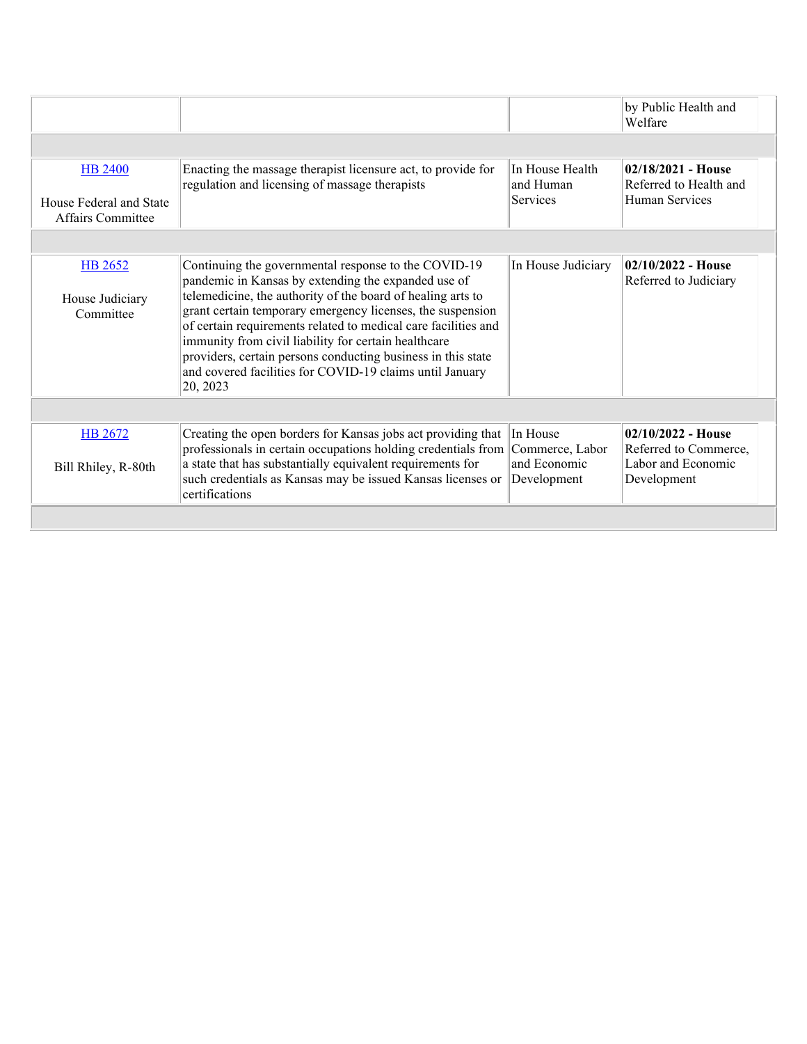| | | | |
|---|---|---|---|
| | | | by Public Health and Welfare |
| | | | |
| HB 2400<br><br>House Federal and State Affairs Committee | Enacting the massage therapist licensure act, to provide for regulation and licensing of massage therapists | In House Health and Human Services | **02/18/2021 - House** Referred to Health and Human Services |
| | | | |
| HB 2652<br><br>House Judiciary Committee | Continuing the governmental response to the COVID-19 pandemic in Kansas by extending the expanded use of telemedicine, the authority of the board of healing arts to grant certain temporary emergency licenses, the suspension of certain requirements related to medical care facilities and immunity from civil liability for certain healthcare providers, certain persons conducting business in this state and covered facilities for COVID-19 claims until January 20, 2023 | In House Judiciary | **02/10/2022 - House** Referred to Judiciary |
| | | | |
| HB 2672<br><br>Bill Rhiley, R-80th | Creating the open borders for Kansas jobs act providing that professionals in certain occupations holding credentials from a state that has substantially equivalent requirements for such credentials as Kansas may be issued Kansas licenses or certifications | In House Commerce, Labor and Economic Development | **02/10/2022 - House** Referred to Commerce, Labor and Economic Development |
| | | | |